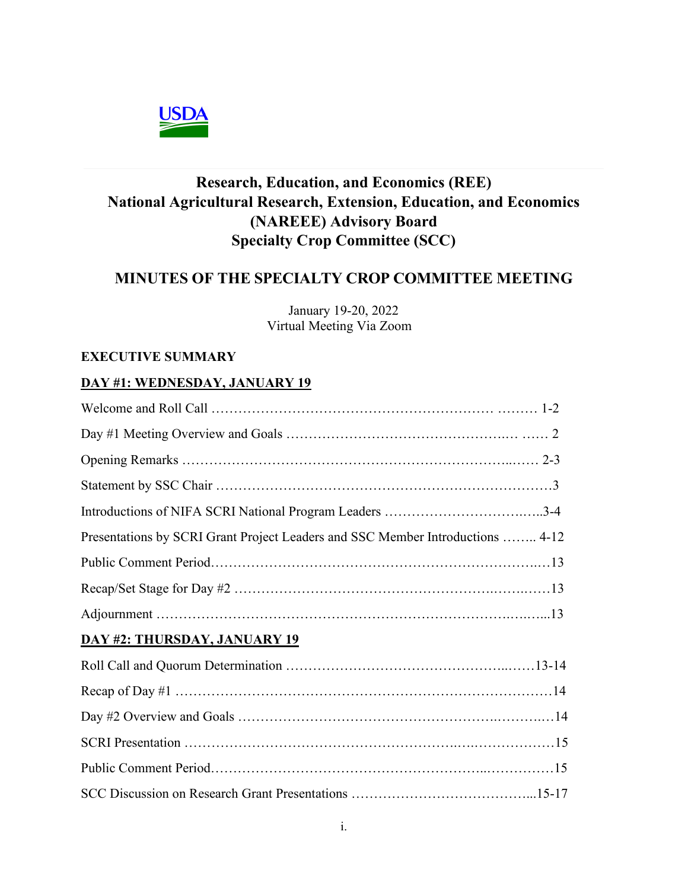# Research, Education, and Economics (REE)
# National Agricultural Research, Extension, Education, and Economics (NAREEE) Advisory Board
# Specialty Crop Committee (SCC)

## MINUTES OF THE SPECIALTY CROP COMMITTEE MEETING

January 19-20, 2022
Virtual Meeting Via Zoom

**EXECUTIVE SUMMARY**

**DAY #1: WEDNESDAY, JANUARY 19**

Welcome and Roll Call ……………………………………………….…… ……… 1-2

Day #1 Meeting Overview and Goals ……………………………………..… …… 2

Opening Remarks ……………………………………………………………...…… 2-3

Statement by SSC Chair …………………………………………………………………3

Introductions of NIFA SCRI National Program Leaders ……………………….…..3-4

Presentations by SCRI Grant Project Leaders and SSC Member Introductions …….. 4-12

Public Comment Period…………………………………………………………..…13

Recap/Set Stage for Day #2 ……………………………………………….……..……13

Adjournment ……………………………………………………………….….…...13

**DAY #2: THURSDAY, JANUARY 19**

Roll Call and Quorum Determination ……………………………………...……13-14

Recap of Day #1 ……………………………………………………………………………14

Day #2 Overview and Goals ………………………………………………….……..…14

SCRI Presentation ………………………………………………..….………………15

Public Comment Period………………………………………………...……………15

SCC Discussion on Research Grant Presentations …………………………………...15-17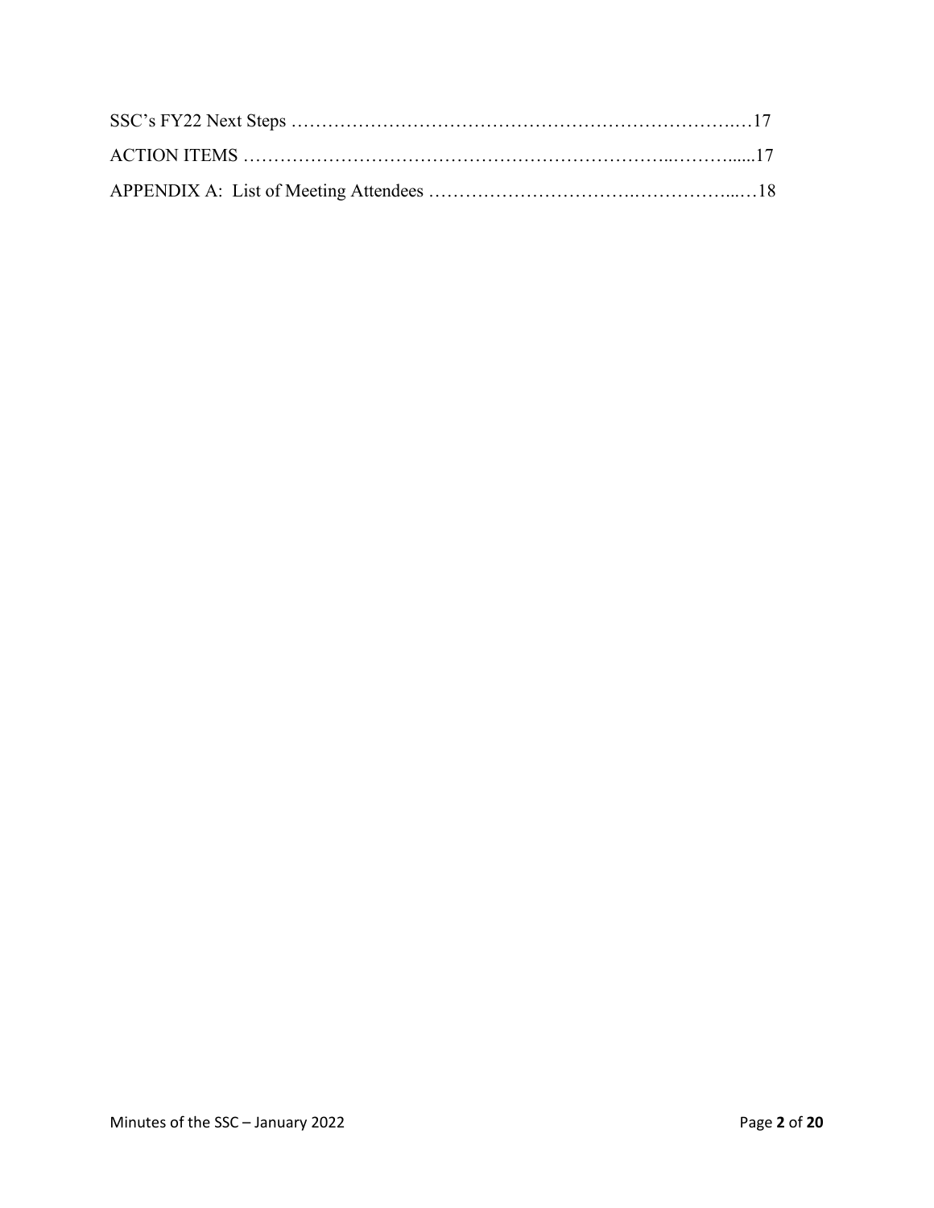SSC's FY22 Next Steps ………………………………………………………………..…17

ACTION ITEMS ……………………………………………………………...………......17

APPENDIX A: List of Meeting Attendees …………………………….……………...…18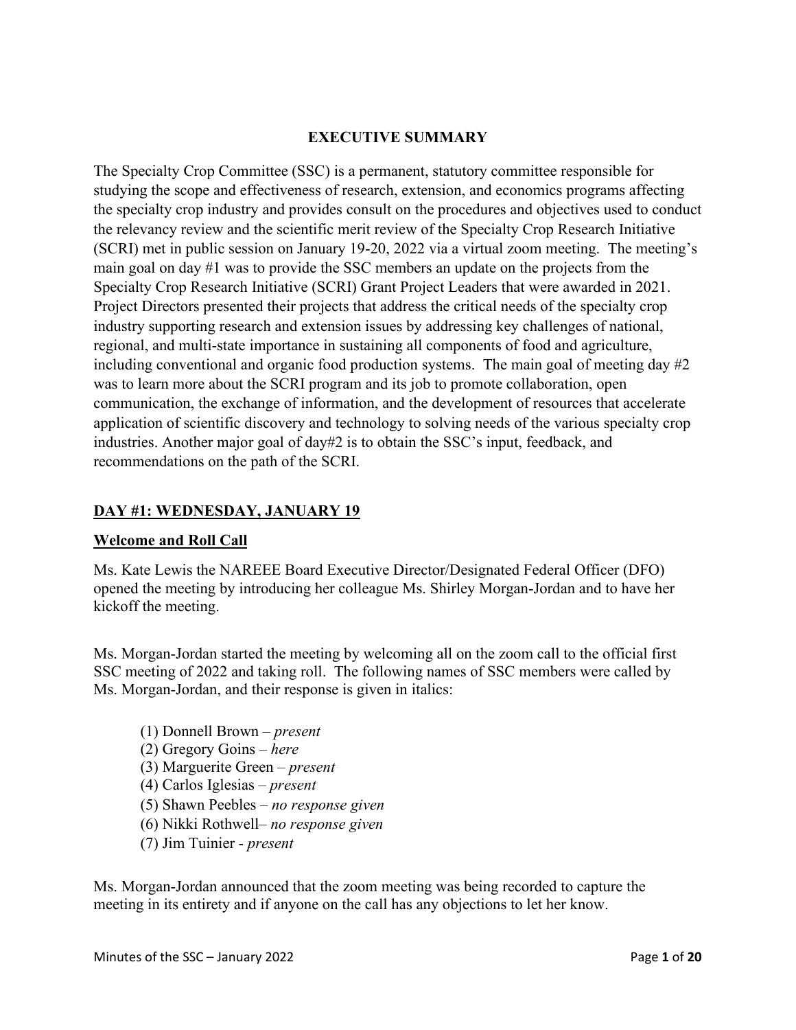## EXECUTIVE SUMMARY

The Specialty Crop Committee (SSC) is a permanent, statutory committee responsible for studying the scope and effectiveness of research, extension, and economics programs affecting the specialty crop industry and provides consult on the procedures and objectives used to conduct the relevancy review and the scientific merit review of the Specialty Crop Research Initiative (SCRI) met in public session on January 19-20, 2022 via a virtual zoom meeting. The meeting's main goal on day #1 was to provide the SSC members an update on the projects from the Specialty Crop Research Initiative (SCRI) Grant Project Leaders that were awarded in 2021. Project Directors presented their projects that address the critical needs of the specialty crop industry supporting research and extension issues by addressing key challenges of national, regional, and multi-state importance in sustaining all components of food and agriculture, including conventional and organic food production systems. The main goal of meeting day #2 was to learn more about the SCRI program and its job to promote collaboration, open communication, the exchange of information, and the development of resources that accelerate application of scientific discovery and technology to solving needs of the various specialty crop industries. Another major goal of day#2 is to obtain the SSC's input, feedback, and recommendations on the path of the SCRI.

### DAY #1: WEDNESDAY, JANUARY 19

#### Welcome and Roll Call

Ms. Kate Lewis the NAREEE Board Executive Director/Designated Federal Officer (DFO) opened the meeting by introducing her colleague Ms. Shirley Morgan-Jordan and to have her kickoff the meeting.

Ms. Morgan-Jordan started the meeting by welcoming all on the zoom call to the official first SSC meeting of 2022 and taking roll. The following names of SSC members were called by Ms. Morgan-Jordan, and their response is given in italics:

(1) Donnell Brown – *present*
(2) Gregory Goins – *here*
(3) Marguerite Green – *present*
(4) Carlos Iglesias – *present*
(5) Shawn Peebles – *no response given*
(6) Nikki Rothwell– *no response given*
(7) Jim Tuinier - *present*

Ms. Morgan-Jordan announced that the zoom meeting was being recorded to capture the meeting in its entirety and if anyone on the call has any objections to let her know.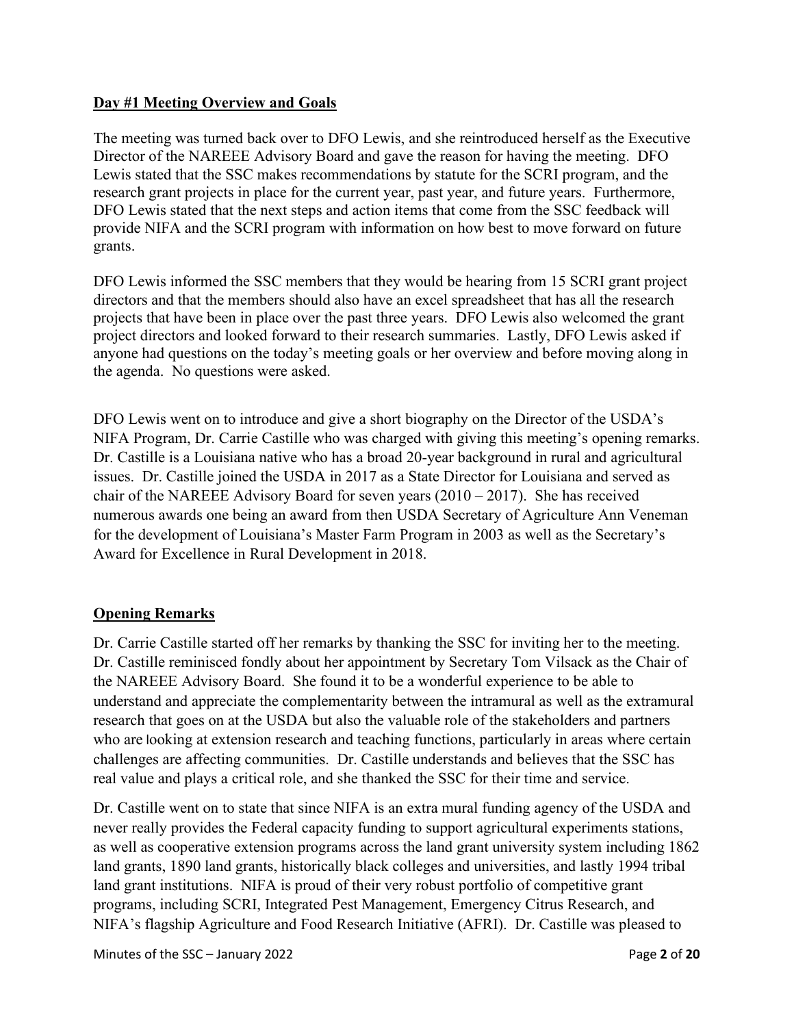## Day #1 Meeting Overview and Goals

The meeting was turned back over to DFO Lewis, and she reintroduced herself as the Executive Director of the NAREEE Advisory Board and gave the reason for having the meeting. DFO Lewis stated that the SSC makes recommendations by statute for the SCRI program, and the research grant projects in place for the current year, past year, and future years. Furthermore, DFO Lewis stated that the next steps and action items that come from the SSC feedback will provide NIFA and the SCRI program with information on how best to move forward on future grants.

DFO Lewis informed the SSC members that they would be hearing from 15 SCRI grant project directors and that the members should also have an excel spreadsheet that has all the research projects that have been in place over the past three years. DFO Lewis also welcomed the grant project directors and looked forward to their research summaries. Lastly, DFO Lewis asked if anyone had questions on the today's meeting goals or her overview and before moving along in the agenda. No questions were asked.

DFO Lewis went on to introduce and give a short biography on the Director of the USDA's NIFA Program, Dr. Carrie Castille who was charged with giving this meeting's opening remarks. Dr. Castille is a Louisiana native who has a broad 20-year background in rural and agricultural issues. Dr. Castille joined the USDA in 2017 as a State Director for Louisiana and served as chair of the NAREEE Advisory Board for seven years (2010 – 2017). She has received numerous awards one being an award from then USDA Secretary of Agriculture Ann Veneman for the development of Louisiana's Master Farm Program in 2003 as well as the Secretary's Award for Excellence in Rural Development in 2018.

## Opening Remarks

Dr. Carrie Castille started off her remarks by thanking the SSC for inviting her to the meeting. Dr. Castille reminisced fondly about her appointment by Secretary Tom Vilsack as the Chair of the NAREEE Advisory Board. She found it to be a wonderful experience to be able to understand and appreciate the complementarity between the intramural as well as the extramural research that goes on at the USDA but also the valuable role of the stakeholders and partners who are looking at extension research and teaching functions, particularly in areas where certain challenges are affecting communities. Dr. Castille understands and believes that the SSC has real value and plays a critical role, and she thanked the SSC for their time and service.

Dr. Castille went on to state that since NIFA is an extra mural funding agency of the USDA and never really provides the Federal capacity funding to support agricultural experiments stations, as well as cooperative extension programs across the land grant university system including 1862 land grants, 1890 land grants, historically black colleges and universities, and lastly 1994 tribal land grant institutions. NIFA is proud of their very robust portfolio of competitive grant programs, including SCRI, Integrated Pest Management, Emergency Citrus Research, and NIFA's flagship Agriculture and Food Research Initiative (AFRI). Dr. Castille was pleased to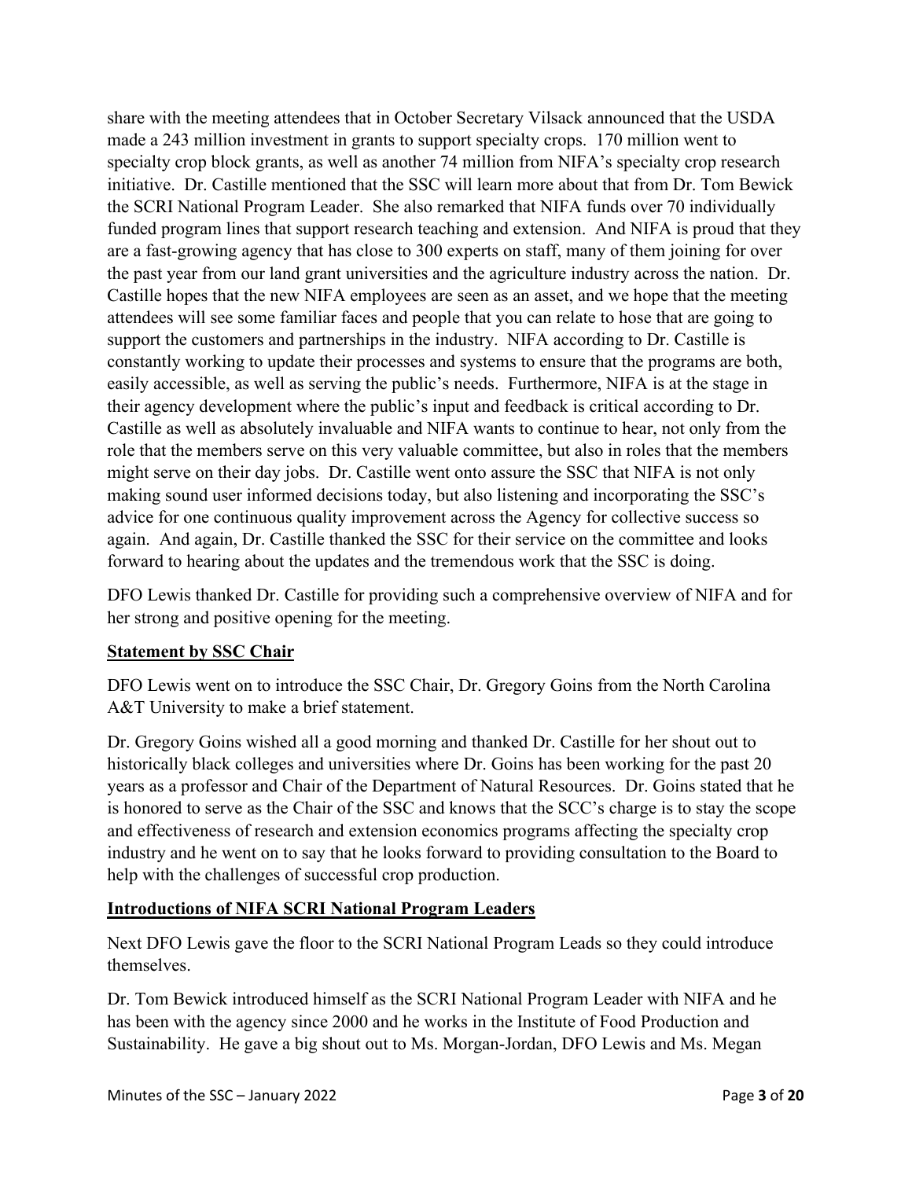share with the meeting attendees that in October Secretary Vilsack announced that the USDA made a 243 million investment in grants to support specialty crops. 170 million went to specialty crop block grants, as well as another 74 million from NIFA's specialty crop research initiative. Dr. Castille mentioned that the SSC will learn more about that from Dr. Tom Bewick the SCRI National Program Leader. She also remarked that NIFA funds over 70 individually funded program lines that support research teaching and extension. And NIFA is proud that they are a fast-growing agency that has close to 300 experts on staff, many of them joining for over the past year from our land grant universities and the agriculture industry across the nation. Dr. Castille hopes that the new NIFA employees are seen as an asset, and we hope that the meeting attendees will see some familiar faces and people that you can relate to hose that are going to support the customers and partnerships in the industry. NIFA according to Dr. Castille is constantly working to update their processes and systems to ensure that the programs are both, easily accessible, as well as serving the public's needs. Furthermore, NIFA is at the stage in their agency development where the public's input and feedback is critical according to Dr. Castille as well as absolutely invaluable and NIFA wants to continue to hear, not only from the role that the members serve on this very valuable committee, but also in roles that the members might serve on their day jobs. Dr. Castille went onto assure the SSC that NIFA is not only making sound user informed decisions today, but also listening and incorporating the SSC's advice for one continuous quality improvement across the Agency for collective success so again. And again, Dr. Castille thanked the SSC for their service on the committee and looks forward to hearing about the updates and the tremendous work that the SSC is doing.

DFO Lewis thanked Dr. Castille for providing such a comprehensive overview of NIFA and for her strong and positive opening for the meeting.

## Statement by SSC Chair

DFO Lewis went on to introduce the SSC Chair, Dr. Gregory Goins from the North Carolina A&T University to make a brief statement.

Dr. Gregory Goins wished all a good morning and thanked Dr. Castille for her shout out to historically black colleges and universities where Dr. Goins has been working for the past 20 years as a professor and Chair of the Department of Natural Resources. Dr. Goins stated that he is honored to serve as the Chair of the SSC and knows that the SCC's charge is to stay the scope and effectiveness of research and extension economics programs affecting the specialty crop industry and he went on to say that he looks forward to providing consultation to the Board to help with the challenges of successful crop production.

## Introductions of NIFA SCRI National Program Leaders

Next DFO Lewis gave the floor to the SCRI National Program Leads so they could introduce themselves.

Dr. Tom Bewick introduced himself as the SCRI National Program Leader with NIFA and he has been with the agency since 2000 and he works in the Institute of Food Production and Sustainability. He gave a big shout out to Ms. Morgan-Jordan, DFO Lewis and Ms. Megan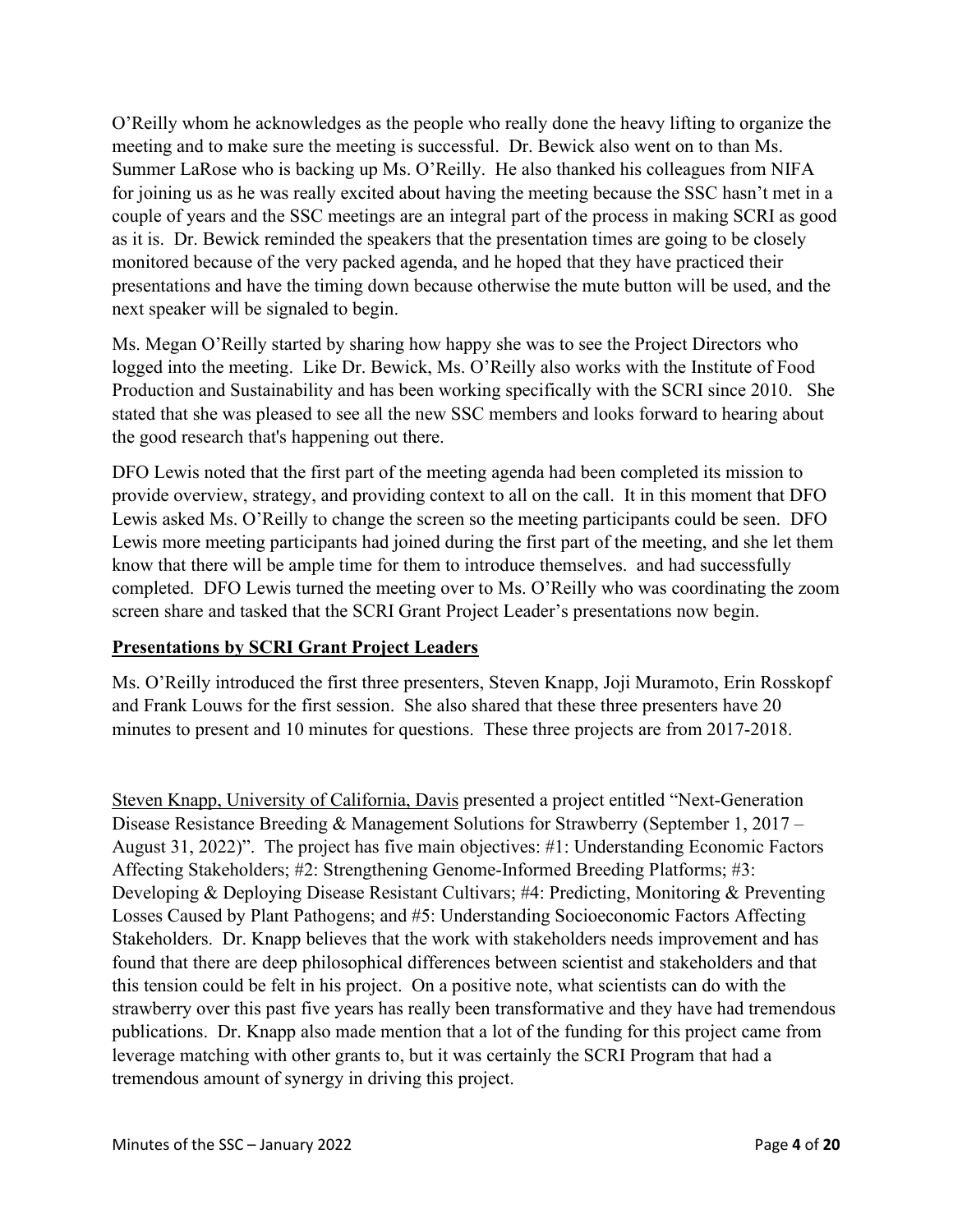O'Reilly whom he acknowledges as the people who really done the heavy lifting to organize the meeting and to make sure the meeting is successful. Dr. Bewick also went on to than Ms. Summer LaRose who is backing up Ms. O'Reilly. He also thanked his colleagues from NIFA for joining us as he was really excited about having the meeting because the SSC hasn't met in a couple of years and the SSC meetings are an integral part of the process in making SCRI as good as it is. Dr. Bewick reminded the speakers that the presentation times are going to be closely monitored because of the very packed agenda, and he hoped that they have practiced their presentations and have the timing down because otherwise the mute button will be used, and the next speaker will be signaled to begin.

Ms. Megan O'Reilly started by sharing how happy she was to see the Project Directors who logged into the meeting. Like Dr. Bewick, Ms. O'Reilly also works with the Institute of Food Production and Sustainability and has been working specifically with the SCRI since 2010. She stated that she was pleased to see all the new SSC members and looks forward to hearing about the good research that's happening out there.

DFO Lewis noted that the first part of the meeting agenda had been completed its mission to provide overview, strategy, and providing context to all on the call. It in this moment that DFO Lewis asked Ms. O'Reilly to change the screen so the meeting participants could be seen. DFO Lewis more meeting participants had joined during the first part of the meeting, and she let them know that there will be ample time for them to introduce themselves. and had successfully completed. DFO Lewis turned the meeting over to Ms. O'Reilly who was coordinating the zoom screen share and tasked that the SCRI Grant Project Leader's presentations now begin.

## Presentations by SCRI Grant Project Leaders

Ms. O'Reilly introduced the first three presenters, Steven Knapp, Joji Muramoto, Erin Rosskopf and Frank Louws for the first session. She also shared that these three presenters have 20 minutes to present and 10 minutes for questions. These three projects are from 2017-2018.

Steven Knapp, University of California, Davis presented a project entitled "Next-Generation Disease Resistance Breeding & Management Solutions for Strawberry (September 1, 2017 – August 31, 2022)". The project has five main objectives: #1: Understanding Economic Factors Affecting Stakeholders; #2: Strengthening Genome-Informed Breeding Platforms; #3: Developing & Deploying Disease Resistant Cultivars; #4: Predicting, Monitoring & Preventing Losses Caused by Plant Pathogens; and #5: Understanding Socioeconomic Factors Affecting Stakeholders. Dr. Knapp believes that the work with stakeholders needs improvement and has found that there are deep philosophical differences between scientist and stakeholders and that this tension could be felt in his project. On a positive note, what scientists can do with the strawberry over this past five years has really been transformative and they have had tremendous publications. Dr. Knapp also made mention that a lot of the funding for this project came from leverage matching with other grants to, but it was certainly the SCRI Program that had a tremendous amount of synergy in driving this project.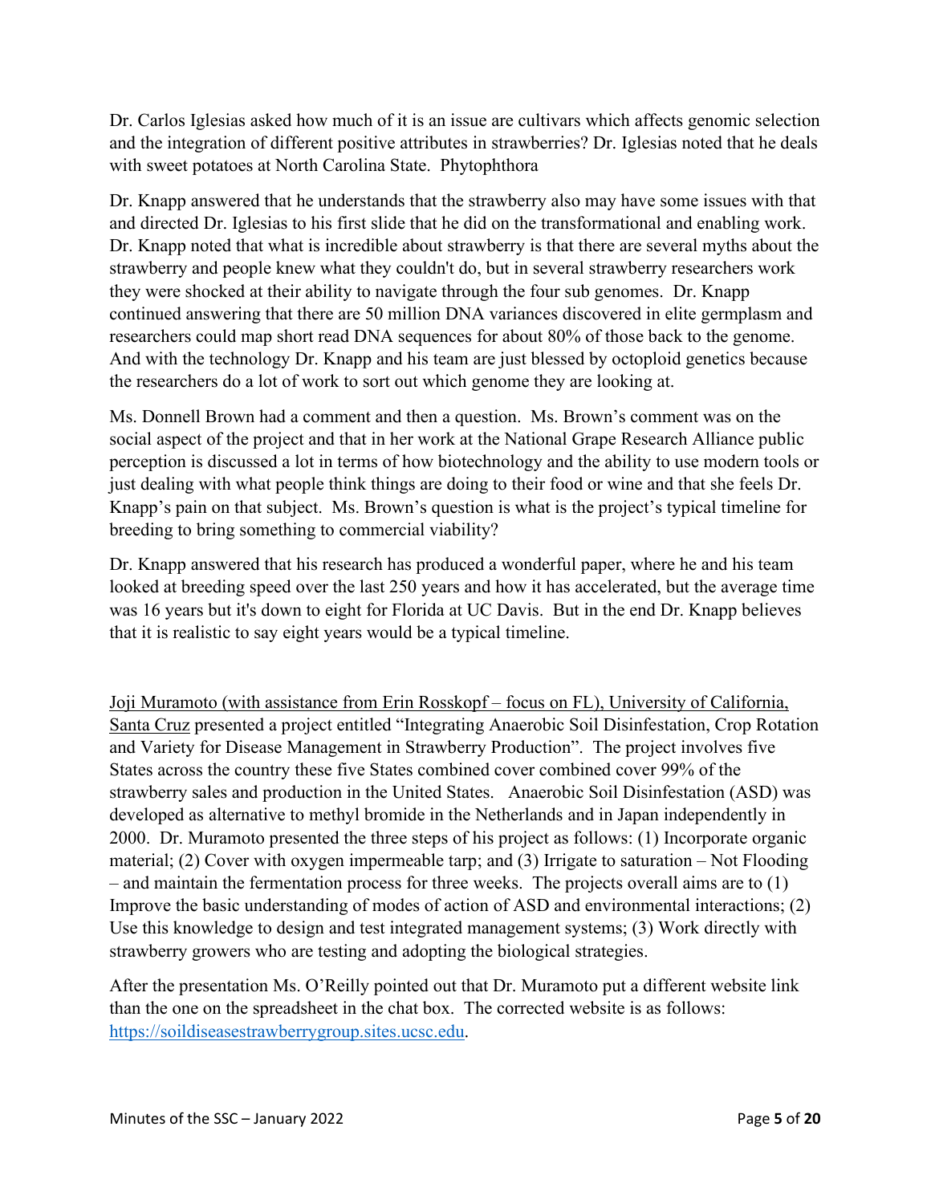Dr. Carlos Iglesias asked how much of it is an issue are cultivars which affects genomic selection and the integration of different positive attributes in strawberries? Dr. Iglesias noted that he deals with sweet potatoes at North Carolina State. Phytophthora

Dr. Knapp answered that he understands that the strawberry also may have some issues with that and directed Dr. Iglesias to his first slide that he did on the transformational and enabling work. Dr. Knapp noted that what is incredible about strawberry is that there are several myths about the strawberry and people knew what they couldn't do, but in several strawberry researchers work they were shocked at their ability to navigate through the four sub genomes. Dr. Knapp continued answering that there are 50 million DNA variances discovered in elite germplasm and researchers could map short read DNA sequences for about 80% of those back to the genome. And with the technology Dr. Knapp and his team are just blessed by octoploid genetics because the researchers do a lot of work to sort out which genome they are looking at.

Ms. Donnell Brown had a comment and then a question. Ms. Brown's comment was on the social aspect of the project and that in her work at the National Grape Research Alliance public perception is discussed a lot in terms of how biotechnology and the ability to use modern tools or just dealing with what people think things are doing to their food or wine and that she feels Dr. Knapp's pain on that subject. Ms. Brown's question is what is the project's typical timeline for breeding to bring something to commercial viability?

Dr. Knapp answered that his research has produced a wonderful paper, where he and his team looked at breeding speed over the last 250 years and how it has accelerated, but the average time was 16 years but it's down to eight for Florida at UC Davis. But in the end Dr. Knapp believes that it is realistic to say eight years would be a typical timeline.

<u>Joji Muramoto (with assistance from Erin Rosskopf – focus on FL), University of California, Santa Cruz</u> presented a project entitled "Integrating Anaerobic Soil Disinfestation, Crop Rotation and Variety for Disease Management in Strawberry Production". The project involves five States across the country these five States combined cover combined cover 99% of the strawberry sales and production in the United States. Anaerobic Soil Disinfestation (ASD) was developed as alternative to methyl bromide in the Netherlands and in Japan independently in 2000. Dr. Muramoto presented the three steps of his project as follows: (1) Incorporate organic material; (2) Cover with oxygen impermeable tarp; and (3) Irrigate to saturation – Not Flooding – and maintain the fermentation process for three weeks. The projects overall aims are to (1) Improve the basic understanding of modes of action of ASD and environmental interactions; (2) Use this knowledge to design and test integrated management systems; (3) Work directly with strawberry growers who are testing and adopting the biological strategies.

After the presentation Ms. O'Reilly pointed out that Dr. Muramoto put a different website link than the one on the spreadsheet in the chat box. The corrected website is as follows: https://soildiseasestrawberrygroup.sites.ucsc.edu.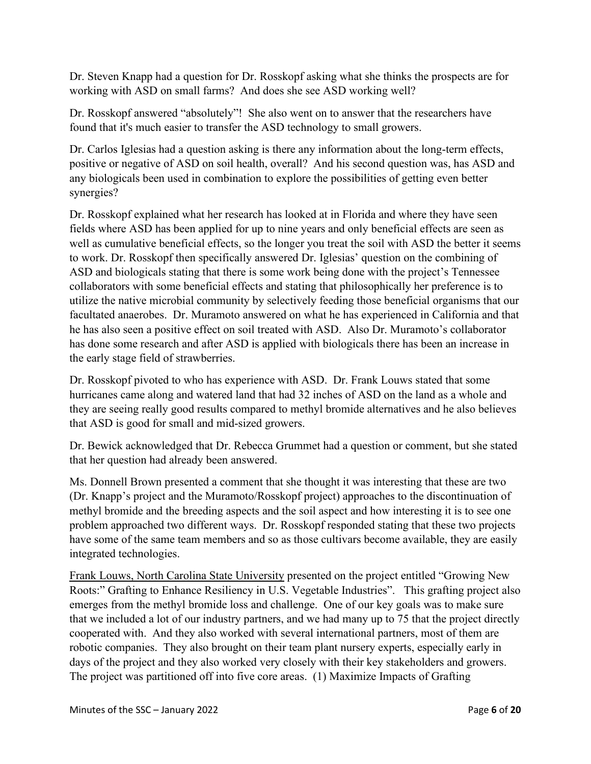Dr. Steven Knapp had a question for Dr. Rosskopf asking what she thinks the prospects are for working with ASD on small farms? And does she see ASD working well?

Dr. Rosskopf answered "absolutely"! She also went on to answer that the researchers have found that it's much easier to transfer the ASD technology to small growers.

Dr. Carlos Iglesias had a question asking is there any information about the long-term effects, positive or negative of ASD on soil health, overall? And his second question was, has ASD and any biologicals been used in combination to explore the possibilities of getting even better synergies?

Dr. Rosskopf explained what her research has looked at in Florida and where they have seen fields where ASD has been applied for up to nine years and only beneficial effects are seen as well as cumulative beneficial effects, so the longer you treat the soil with ASD the better it seems to work. Dr. Rosskopf then specifically answered Dr. Iglesias' question on the combining of ASD and biologicals stating that there is some work being done with the project's Tennessee collaborators with some beneficial effects and stating that philosophically her preference is to utilize the native microbial community by selectively feeding those beneficial organisms that our facultated anaerobes. Dr. Muramoto answered on what he has experienced in California and that he has also seen a positive effect on soil treated with ASD. Also Dr. Muramoto's collaborator has done some research and after ASD is applied with biologicals there has been an increase in the early stage field of strawberries.

Dr. Rosskopf pivoted to who has experience with ASD. Dr. Frank Louws stated that some hurricanes came along and watered land that had 32 inches of ASD on the land as a whole and they are seeing really good results compared to methyl bromide alternatives and he also believes that ASD is good for small and mid-sized growers.

Dr. Bewick acknowledged that Dr. Rebecca Grummet had a question or comment, but she stated that her question had already been answered.

Ms. Donnell Brown presented a comment that she thought it was interesting that these are two (Dr. Knapp's project and the Muramoto/Rosskopf project) approaches to the discontinuation of methyl bromide and the breeding aspects and the soil aspect and how interesting it is to see one problem approached two different ways. Dr. Rosskopf responded stating that these two projects have some of the same team members and so as those cultivars become available, they are easily integrated technologies.

Frank Louws, North Carolina State University presented on the project entitled "Growing New Roots:" Grafting to Enhance Resiliency in U.S. Vegetable Industries". This grafting project also emerges from the methyl bromide loss and challenge. One of our key goals was to make sure that we included a lot of our industry partners, and we had many up to 75 that the project directly cooperated with. And they also worked with several international partners, most of them are robotic companies. They also brought on their team plant nursery experts, especially early in days of the project and they also worked very closely with their key stakeholders and growers. The project was partitioned off into five core areas. (1) Maximize Impacts of Grafting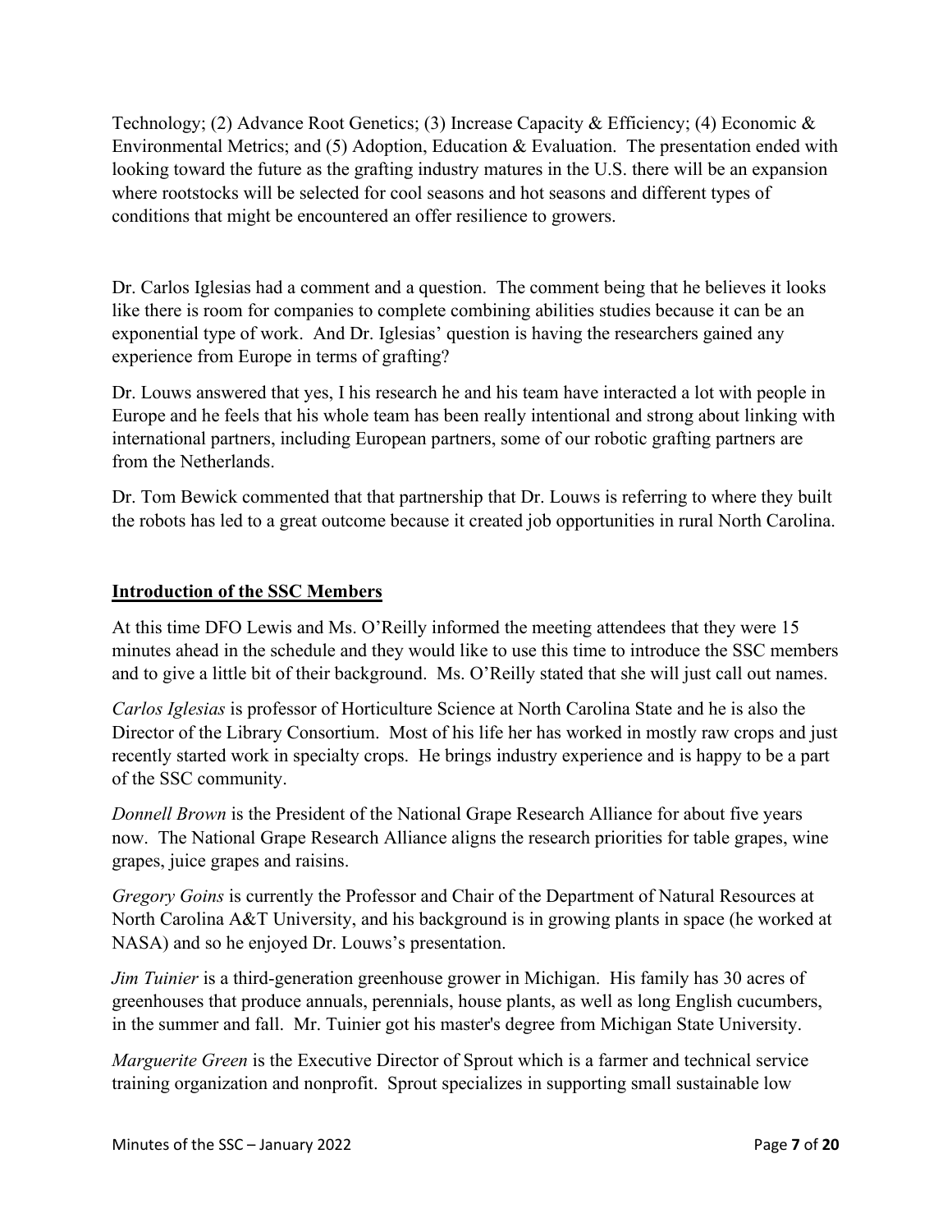Technology; (2) Advance Root Genetics; (3) Increase Capacity & Efficiency; (4) Economic & Environmental Metrics; and (5) Adoption, Education & Evaluation. The presentation ended with looking toward the future as the grafting industry matures in the U.S. there will be an expansion where rootstocks will be selected for cool seasons and hot seasons and different types of conditions that might be encountered an offer resilience to growers.

Dr. Carlos Iglesias had a comment and a question. The comment being that he believes it looks like there is room for companies to complete combining abilities studies because it can be an exponential type of work. And Dr. Iglesias' question is having the researchers gained any experience from Europe in terms of grafting?

Dr. Louws answered that yes, I his research he and his team have interacted a lot with people in Europe and he feels that his whole team has been really intentional and strong about linking with international partners, including European partners, some of our robotic grafting partners are from the Netherlands.

Dr. Tom Bewick commented that that partnership that Dr. Louws is referring to where they built the robots has led to a great outcome because it created job opportunities in rural North Carolina.

## Introduction of the SSC Members

At this time DFO Lewis and Ms. O'Reilly informed the meeting attendees that they were 15 minutes ahead in the schedule and they would like to use this time to introduce the SSC members and to give a little bit of their background. Ms. O'Reilly stated that she will just call out names.

*Carlos Iglesias* is professor of Horticulture Science at North Carolina State and he is also the Director of the Library Consortium. Most of his life her has worked in mostly raw crops and just recently started work in specialty crops. He brings industry experience and is happy to be a part of the SSC community.

*Donnell Brown* is the President of the National Grape Research Alliance for about five years now. The National Grape Research Alliance aligns the research priorities for table grapes, wine grapes, juice grapes and raisins.

*Gregory Goins* is currently the Professor and Chair of the Department of Natural Resources at North Carolina A&T University, and his background is in growing plants in space (he worked at NASA) and so he enjoyed Dr. Louws's presentation.

*Jim Tuinier* is a third-generation greenhouse grower in Michigan. His family has 30 acres of greenhouses that produce annuals, perennials, house plants, as well as long English cucumbers, in the summer and fall. Mr. Tuinier got his master's degree from Michigan State University.

*Marguerite Green* is the Executive Director of Sprout which is a farmer and technical service training organization and nonprofit. Sprout specializes in supporting small sustainable low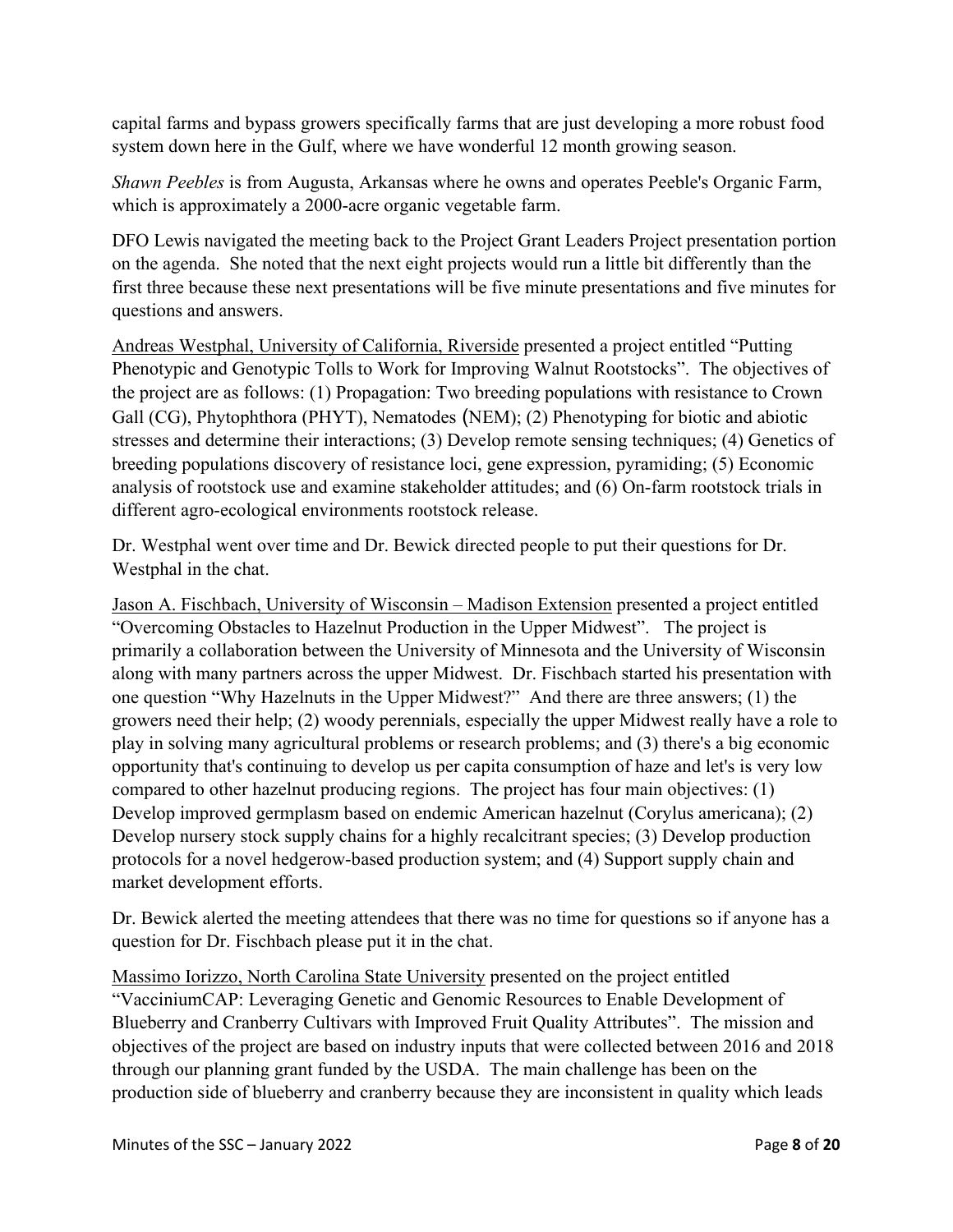capital farms and bypass growers specifically farms that are just developing a more robust food system down here in the Gulf, where we have wonderful 12 month growing season.

*Shawn Peebles* is from Augusta, Arkansas where he owns and operates Peeble's Organic Farm, which is approximately a 2000-acre organic vegetable farm.

DFO Lewis navigated the meeting back to the Project Grant Leaders Project presentation portion on the agenda. She noted that the next eight projects would run a little bit differently than the first three because these next presentations will be five minute presentations and five minutes for questions and answers.

<u>Andreas Westphal, University of California, Riverside</u> presented a project entitled "Putting Phenotypic and Genotypic Tolls to Work for Improving Walnut Rootstocks". The objectives of the project are as follows: (1) Propagation: Two breeding populations with resistance to Crown Gall (CG), Phytophthora (PHYT), Nematodes (NEM); (2) Phenotyping for biotic and abiotic stresses and determine their interactions; (3) Develop remote sensing techniques; (4) Genetics of breeding populations discovery of resistance loci, gene expression, pyramiding; (5) Economic analysis of rootstock use and examine stakeholder attitudes; and (6) On-farm rootstock trials in different agro-ecological environments rootstock release.

Dr. Westphal went over time and Dr. Bewick directed people to put their questions for Dr. Westphal in the chat.

<u>Jason A. Fischbach, University of Wisconsin – Madison Extension</u> presented a project entitled "Overcoming Obstacles to Hazelnut Production in the Upper Midwest". The project is primarily a collaboration between the University of Minnesota and the University of Wisconsin along with many partners across the upper Midwest. Dr. Fischbach started his presentation with one question "Why Hazelnuts in the Upper Midwest?" And there are three answers; (1) the growers need their help; (2) woody perennials, especially the upper Midwest really have a role to play in solving many agricultural problems or research problems; and (3) there's a big economic opportunity that's continuing to develop us per capita consumption of haze and let's is very low compared to other hazelnut producing regions. The project has four main objectives: (1) Develop improved germplasm based on endemic American hazelnut (Corylus americana); (2) Develop nursery stock supply chains for a highly recalcitrant species; (3) Develop production protocols for a novel hedgerow-based production system; and (4) Support supply chain and market development efforts.

Dr. Bewick alerted the meeting attendees that there was no time for questions so if anyone has a question for Dr. Fischbach please put it in the chat.

<u>Massimo Iorizzo, North Carolina State University</u> presented on the project entitled "VacciniumCAP: Leveraging Genetic and Genomic Resources to Enable Development of Blueberry and Cranberry Cultivars with Improved Fruit Quality Attributes". The mission and objectives of the project are based on industry inputs that were collected between 2016 and 2018 through our planning grant funded by the USDA. The main challenge has been on the production side of blueberry and cranberry because they are inconsistent in quality which leads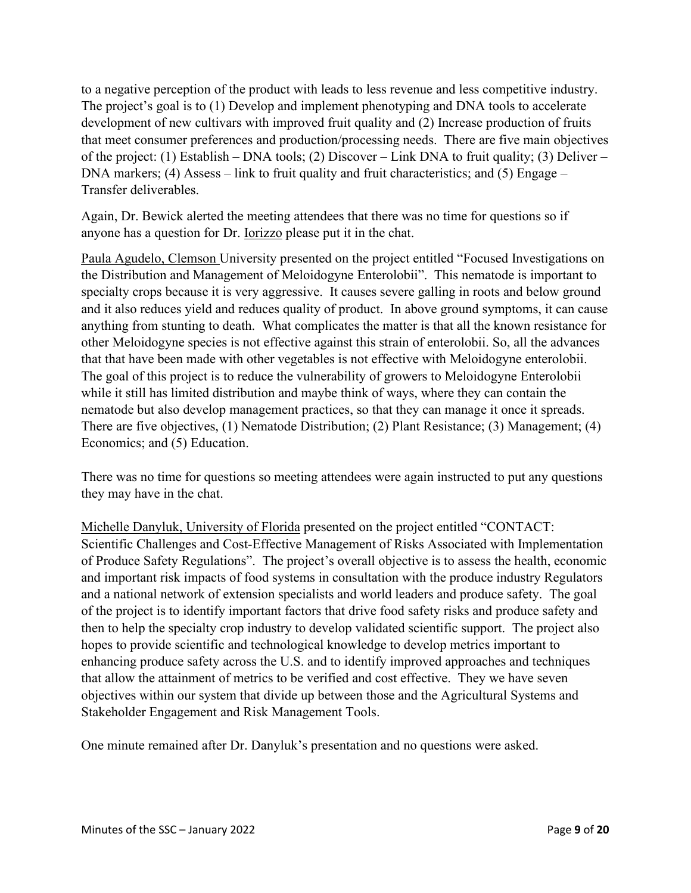to a negative perception of the product with leads to less revenue and less competitive industry. The project's goal is to (1) Develop and implement phenotyping and DNA tools to accelerate development of new cultivars with improved fruit quality and (2) Increase production of fruits that meet consumer preferences and production/processing needs. There are five main objectives of the project: (1) Establish – DNA tools; (2) Discover – Link DNA to fruit quality; (3) Deliver – DNA markers; (4) Assess – link to fruit quality and fruit characteristics; and (5) Engage – Transfer deliverables.

Again, Dr. Bewick alerted the meeting attendees that there was no time for questions so if anyone has a question for Dr. Iorizzo please put it in the chat.

Paula Agudelo, Clemson University presented on the project entitled "Focused Investigations on the Distribution and Management of Meloidogyne Enterolobii". This nematode is important to specialty crops because it is very aggressive. It causes severe galling in roots and below ground and it also reduces yield and reduces quality of product. In above ground symptoms, it can cause anything from stunting to death. What complicates the matter is that all the known resistance for other Meloidogyne species is not effective against this strain of enterolobii. So, all the advances that that have been made with other vegetables is not effective with Meloidogyne enterolobii. The goal of this project is to reduce the vulnerability of growers to Meloidogyne Enterolobii while it still has limited distribution and maybe think of ways, where they can contain the nematode but also develop management practices, so that they can manage it once it spreads. There are five objectives, (1) Nematode Distribution; (2) Plant Resistance; (3) Management; (4) Economics; and (5) Education.

There was no time for questions so meeting attendees were again instructed to put any questions they may have in the chat.

Michelle Danyluk, University of Florida presented on the project entitled "CONTACT: Scientific Challenges and Cost-Effective Management of Risks Associated with Implementation of Produce Safety Regulations". The project's overall objective is to assess the health, economic and important risk impacts of food systems in consultation with the produce industry Regulators and a national network of extension specialists and world leaders and produce safety. The goal of the project is to identify important factors that drive food safety risks and produce safety and then to help the specialty crop industry to develop validated scientific support. The project also hopes to provide scientific and technological knowledge to develop metrics important to enhancing produce safety across the U.S. and to identify improved approaches and techniques that allow the attainment of metrics to be verified and cost effective. They we have seven objectives within our system that divide up between those and the Agricultural Systems and Stakeholder Engagement and Risk Management Tools.

One minute remained after Dr. Danyluk's presentation and no questions were asked.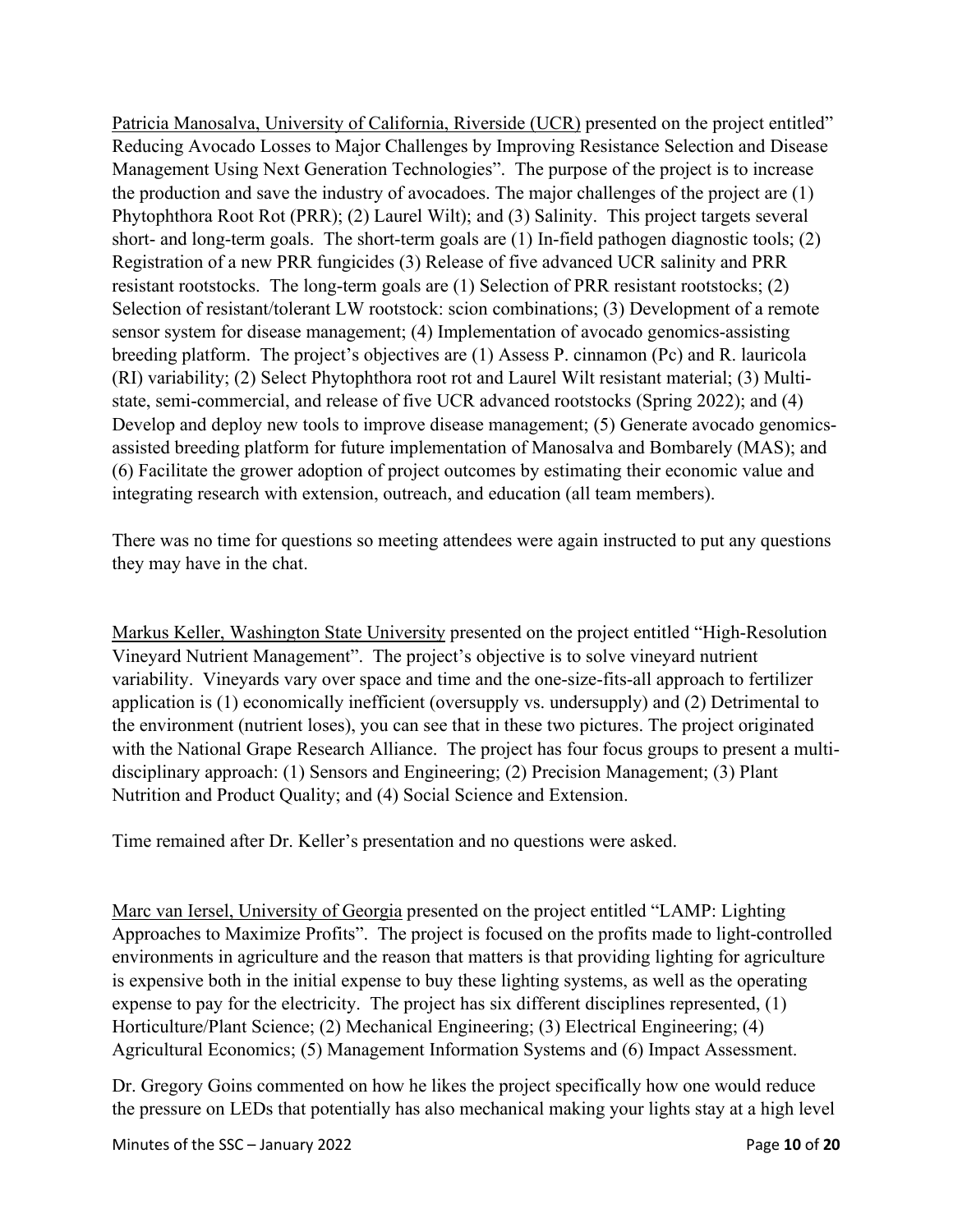Patricia Manosalva, University of California, Riverside (UCR) presented on the project entitled" Reducing Avocado Losses to Major Challenges by Improving Resistance Selection and Disease Management Using Next Generation Technologies". The purpose of the project is to increase the production and save the industry of avocadoes. The major challenges of the project are (1) Phytophthora Root Rot (PRR); (2) Laurel Wilt); and (3) Salinity. This project targets several short- and long-term goals. The short-term goals are (1) In-field pathogen diagnostic tools; (2) Registration of a new PRR fungicides (3) Release of five advanced UCR salinity and PRR resistant rootstocks. The long-term goals are (1) Selection of PRR resistant rootstocks; (2) Selection of resistant/tolerant LW rootstock: scion combinations; (3) Development of a remote sensor system for disease management; (4) Implementation of avocado genomics-assisting breeding platform. The project's objectives are (1) Assess P. cinnamon (Pc) and R. lauricola (RI) variability; (2) Select Phytophthora root rot and Laurel Wilt resistant material; (3) Multi-state, semi-commercial, and release of five UCR advanced rootstocks (Spring 2022); and (4) Develop and deploy new tools to improve disease management; (5) Generate avocado genomics-assisted breeding platform for future implementation of Manosalva and Bombarely (MAS); and (6) Facilitate the grower adoption of project outcomes by estimating their economic value and integrating research with extension, outreach, and education (all team members).

There was no time for questions so meeting attendees were again instructed to put any questions they may have in the chat.

Markus Keller, Washington State University presented on the project entitled "High-Resolution Vineyard Nutrient Management". The project's objective is to solve vineyard nutrient variability. Vineyards vary over space and time and the one-size-fits-all approach to fertilizer application is (1) economically inefficient (oversupply vs. undersupply) and (2) Detrimental to the environment (nutrient loses), you can see that in these two pictures. The project originated with the National Grape Research Alliance. The project has four focus groups to present a multi-disciplinary approach: (1) Sensors and Engineering; (2) Precision Management; (3) Plant Nutrition and Product Quality; and (4) Social Science and Extension.

Time remained after Dr. Keller's presentation and no questions were asked.

Marc van Iersel, University of Georgia presented on the project entitled "LAMP: Lighting Approaches to Maximize Profits". The project is focused on the profits made to light-controlled environments in agriculture and the reason that matters is that providing lighting for agriculture is expensive both in the initial expense to buy these lighting systems, as well as the operating expense to pay for the electricity. The project has six different disciplines represented, (1) Horticulture/Plant Science; (2) Mechanical Engineering; (3) Electrical Engineering; (4) Agricultural Economics; (5) Management Information Systems and (6) Impact Assessment.

Dr. Gregory Goins commented on how he likes the project specifically how one would reduce the pressure on LEDs that potentially has also mechanical making your lights stay at a high level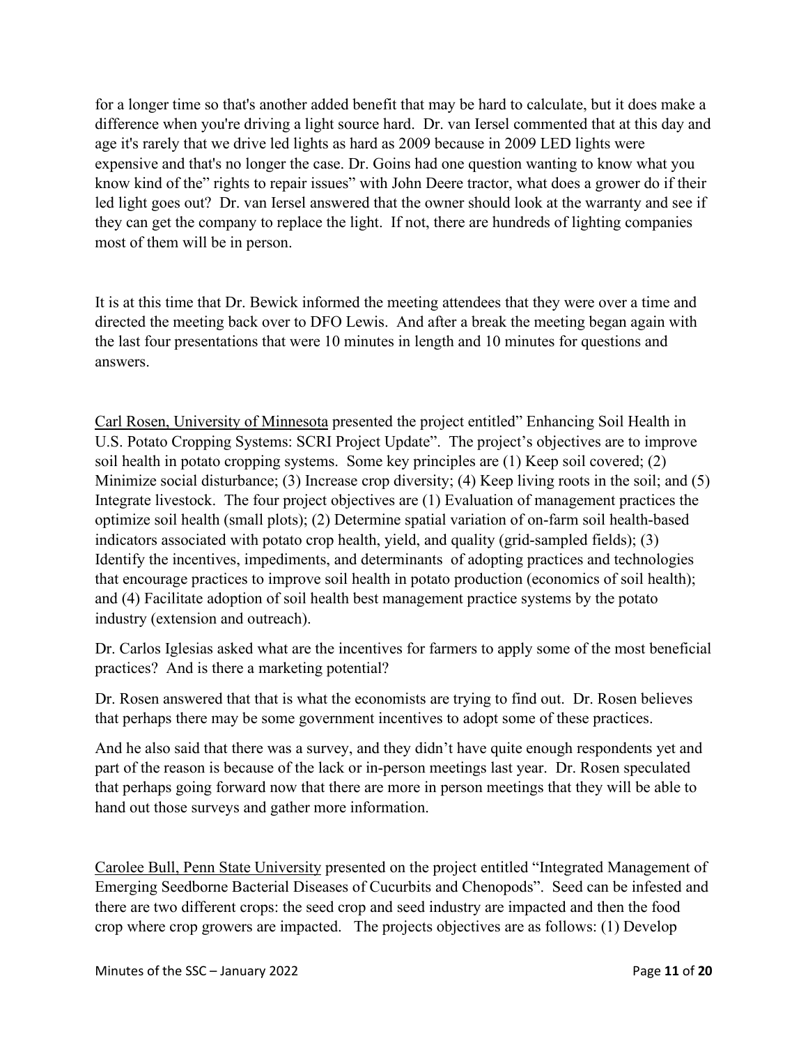for a longer time so that's another added benefit that may be hard to calculate, but it does make a difference when you're driving a light source hard. Dr. van Iersel commented that at this day and age it's rarely that we drive led lights as hard as 2009 because in 2009 LED lights were expensive and that's no longer the case. Dr. Goins had one question wanting to know what you know kind of the" rights to repair issues" with John Deere tractor, what does a grower do if their led light goes out? Dr. van Iersel answered that the owner should look at the warranty and see if they can get the company to replace the light. If not, there are hundreds of lighting companies most of them will be in person.

It is at this time that Dr. Bewick informed the meeting attendees that they were over a time and directed the meeting back over to DFO Lewis. And after a break the meeting began again with the last four presentations that were 10 minutes in length and 10 minutes for questions and answers.

<u>Carl Rosen, University of Minnesota</u> presented the project entitled" Enhancing Soil Health in U.S. Potato Cropping Systems: SCRI Project Update". The project's objectives are to improve soil health in potato cropping systems. Some key principles are (1) Keep soil covered; (2) Minimize social disturbance; (3) Increase crop diversity; (4) Keep living roots in the soil; and (5) Integrate livestock. The four project objectives are (1) Evaluation of management practices the optimize soil health (small plots); (2) Determine spatial variation of on-farm soil health-based indicators associated with potato crop health, yield, and quality (grid-sampled fields); (3) Identify the incentives, impediments, and determinants of adopting practices and technologies that encourage practices to improve soil health in potato production (economics of soil health); and (4) Facilitate adoption of soil health best management practice systems by the potato industry (extension and outreach).

Dr. Carlos Iglesias asked what are the incentives for farmers to apply some of the most beneficial practices? And is there a marketing potential?

Dr. Rosen answered that that is what the economists are trying to find out. Dr. Rosen believes that perhaps there may be some government incentives to adopt some of these practices.

And he also said that there was a survey, and they didn't have quite enough respondents yet and part of the reason is because of the lack or in-person meetings last year. Dr. Rosen speculated that perhaps going forward now that there are more in person meetings that they will be able to hand out those surveys and gather more information.

<u>Carolee Bull, Penn State University</u> presented on the project entitled "Integrated Management of Emerging Seedborne Bacterial Diseases of Cucurbits and Chenopods". Seed can be infested and there are two different crops: the seed crop and seed industry are impacted and then the food crop where crop growers are impacted. The projects objectives are as follows: (1) Develop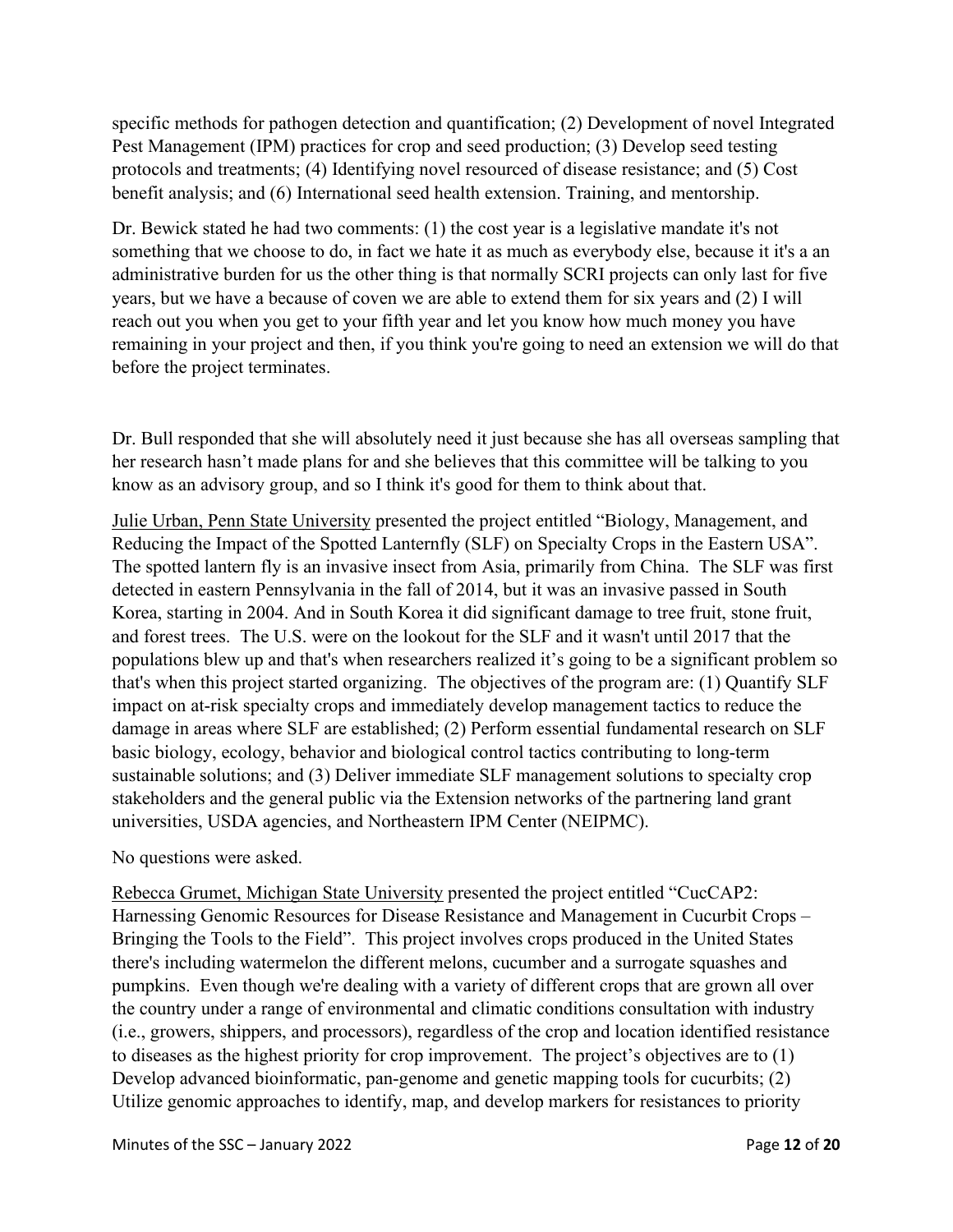specific methods for pathogen detection and quantification; (2) Development of novel Integrated Pest Management (IPM) practices for crop and seed production; (3) Develop seed testing protocols and treatments; (4) Identifying novel resourced of disease resistance; and (5) Cost benefit analysis; and (6) International seed health extension. Training, and mentorship.

Dr. Bewick stated he had two comments: (1) the cost year is a legislative mandate it's not something that we choose to do, in fact we hate it as much as everybody else, because it it's a an administrative burden for us the other thing is that normally SCRI projects can only last for five years, but we have a because of coven we are able to extend them for six years and (2) I will reach out you when you get to your fifth year and let you know how much money you have remaining in your project and then, if you think you're going to need an extension we will do that before the project terminates.

Dr. Bull responded that she will absolutely need it just because she has all overseas sampling that her research hasn't made plans for and she believes that this committee will be talking to you know as an advisory group, and so I think it's good for them to think about that.

Julie Urban, Penn State University presented the project entitled "Biology, Management, and Reducing the Impact of the Spotted Lanternfly (SLF) on Specialty Crops in the Eastern USA". The spotted lantern fly is an invasive insect from Asia, primarily from China. The SLF was first detected in eastern Pennsylvania in the fall of 2014, but it was an invasive passed in South Korea, starting in 2004. And in South Korea it did significant damage to tree fruit, stone fruit, and forest trees. The U.S. were on the lookout for the SLF and it wasn't until 2017 that the populations blew up and that's when researchers realized it's going to be a significant problem so that's when this project started organizing. The objectives of the program are: (1) Quantify SLF impact on at-risk specialty crops and immediately develop management tactics to reduce the damage in areas where SLF are established; (2) Perform essential fundamental research on SLF basic biology, ecology, behavior and biological control tactics contributing to long-term sustainable solutions; and (3) Deliver immediate SLF management solutions to specialty crop stakeholders and the general public via the Extension networks of the partnering land grant universities, USDA agencies, and Northeastern IPM Center (NEIPMC).

No questions were asked.

Rebecca Grumet, Michigan State University presented the project entitled "CucCAP2: Harnessing Genomic Resources for Disease Resistance and Management in Cucurbit Crops – Bringing the Tools to the Field". This project involves crops produced in the United States there's including watermelon the different melons, cucumber and a surrogate squashes and pumpkins. Even though we're dealing with a variety of different crops that are grown all over the country under a range of environmental and climatic conditions consultation with industry (i.e., growers, shippers, and processors), regardless of the crop and location identified resistance to diseases as the highest priority for crop improvement. The project's objectives are to (1) Develop advanced bioinformatic, pan-genome and genetic mapping tools for cucurbits; (2) Utilize genomic approaches to identify, map, and develop markers for resistances to priority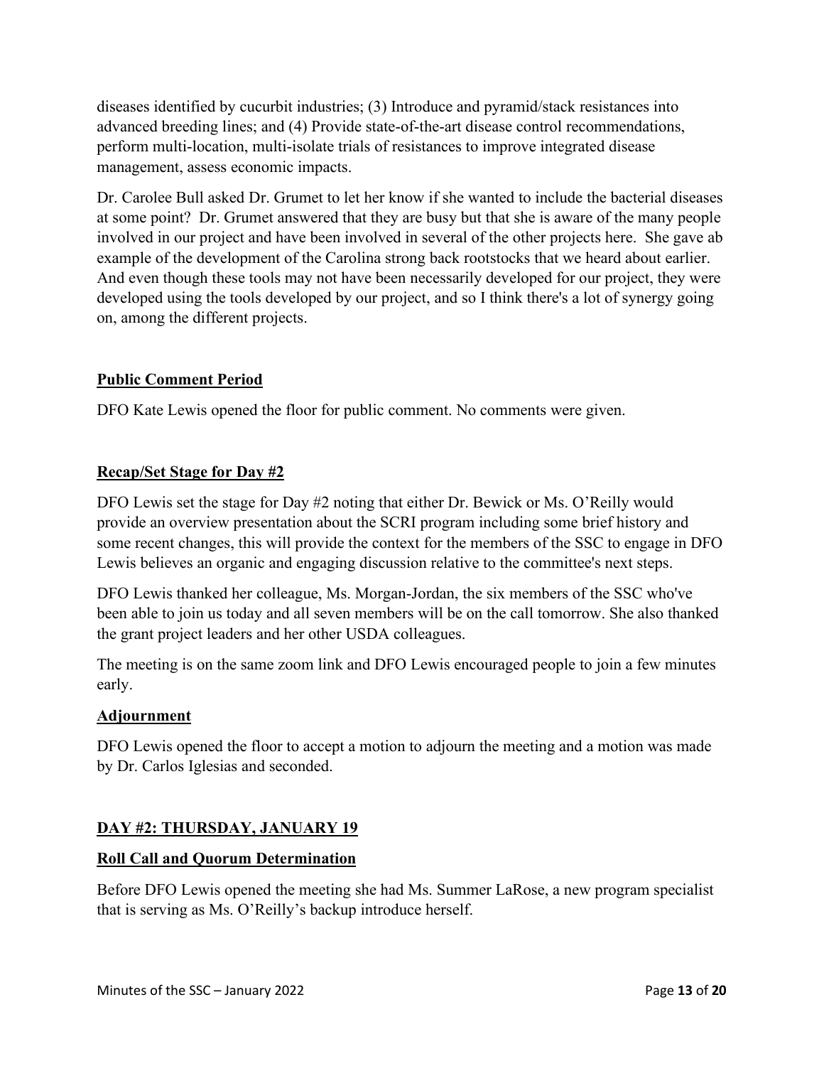diseases identified by cucurbit industries; (3) Introduce and pyramid/stack resistances into advanced breeding lines; and (4) Provide state-of-the-art disease control recommendations, perform multi-location, multi-isolate trials of resistances to improve integrated disease management, assess economic impacts.

Dr. Carolee Bull asked Dr. Grumet to let her know if she wanted to include the bacterial diseases at some point? Dr. Grumet answered that they are busy but that she is aware of the many people involved in our project and have been involved in several of the other projects here. She gave ab example of the development of the Carolina strong back rootstocks that we heard about earlier. And even though these tools may not have been necessarily developed for our project, they were developed using the tools developed by our project, and so I think there's a lot of synergy going on, among the different projects.

## Public Comment Period

DFO Kate Lewis opened the floor for public comment. No comments were given.

## Recap/Set Stage for Day #2

DFO Lewis set the stage for Day #2 noting that either Dr. Bewick or Ms. O'Reilly would provide an overview presentation about the SCRI program including some brief history and some recent changes, this will provide the context for the members of the SSC to engage in DFO Lewis believes an organic and engaging discussion relative to the committee's next steps.

DFO Lewis thanked her colleague, Ms. Morgan-Jordan, the six members of the SSC who've been able to join us today and all seven members will be on the call tomorrow. She also thanked the grant project leaders and her other USDA colleagues.

The meeting is on the same zoom link and DFO Lewis encouraged people to join a few minutes early.

## Adjournment

DFO Lewis opened the floor to accept a motion to adjourn the meeting and a motion was made by Dr. Carlos Iglesias and seconded.

## DAY #2: THURSDAY, JANUARY 19

## Roll Call and Quorum Determination

Before DFO Lewis opened the meeting she had Ms. Summer LaRose, a new program specialist that is serving as Ms. O'Reilly's backup introduce herself.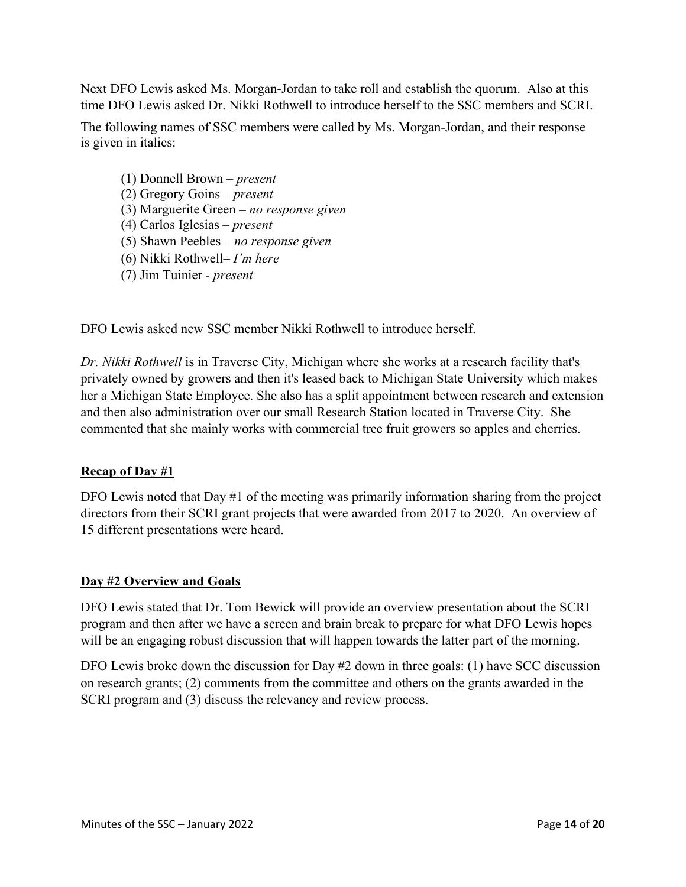Next DFO Lewis asked Ms. Morgan-Jordan to take roll and establish the quorum. Also at this time DFO Lewis asked Dr. Nikki Rothwell to introduce herself to the SSC members and SCRI.

The following names of SSC members were called by Ms. Morgan-Jordan, and their response is given in italics:

(1) Donnell Brown – *present*
(2) Gregory Goins – *present*
(3) Marguerite Green – *no response given*
(4) Carlos Iglesias – *present*
(5) Shawn Peebles – *no response given*
(6) Nikki Rothwell– *I'm here*
(7) Jim Tuinier - *present*

DFO Lewis asked new SSC member Nikki Rothwell to introduce herself.

*Dr. Nikki Rothwell* is in Traverse City, Michigan where she works at a research facility that's privately owned by growers and then it's leased back to Michigan State University which makes her a Michigan State Employee. She also has a split appointment between research and extension and then also administration over our small Research Station located in Traverse City. She commented that she mainly works with commercial tree fruit growers so apples and cherries.

**Recap of Day #1**

DFO Lewis noted that Day #1 of the meeting was primarily information sharing from the project directors from their SCRI grant projects that were awarded from 2017 to 2020. An overview of 15 different presentations were heard.

**Day #2 Overview and Goals**

DFO Lewis stated that Dr. Tom Bewick will provide an overview presentation about the SCRI program and then after we have a screen and brain break to prepare for what DFO Lewis hopes will be an engaging robust discussion that will happen towards the latter part of the morning.

DFO Lewis broke down the discussion for Day #2 down in three goals: (1) have SCC discussion on research grants; (2) comments from the committee and others on the grants awarded in the SCRI program and (3) discuss the relevancy and review process.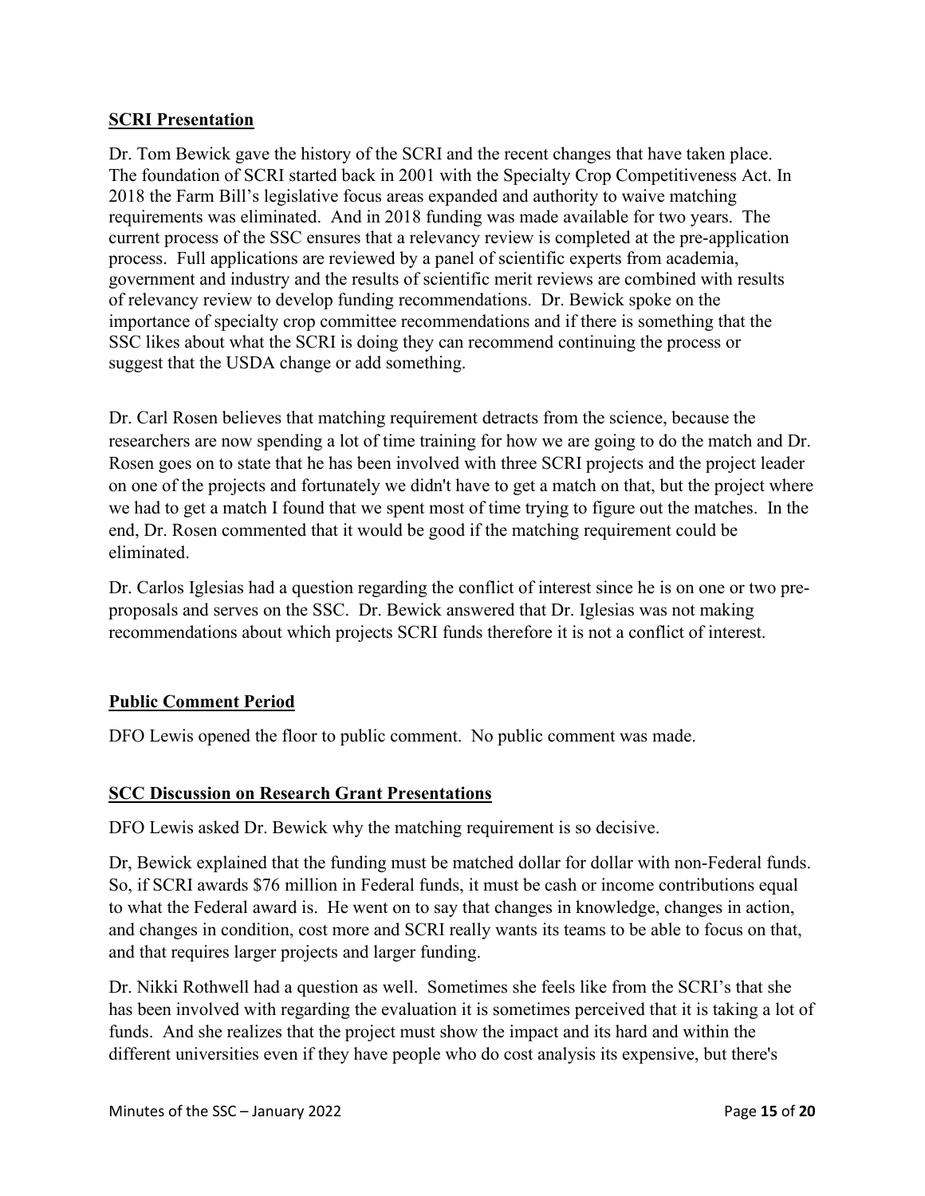## SCRI Presentation

Dr. Tom Bewick gave the history of the SCRI and the recent changes that have taken place. The foundation of SCRI started back in 2001 with the Specialty Crop Competitiveness Act. In 2018 the Farm Bill's legislative focus areas expanded and authority to waive matching requirements was eliminated. And in 2018 funding was made available for two years. The current process of the SSC ensures that a relevancy review is completed at the pre-application process. Full applications are reviewed by a panel of scientific experts from academia, government and industry and the results of scientific merit reviews are combined with results of relevancy review to develop funding recommendations. Dr. Bewick spoke on the importance of specialty crop committee recommendations and if there is something that the SSC likes about what the SCRI is doing they can recommend continuing the process or suggest that the USDA change or add something.

Dr. Carl Rosen believes that matching requirement detracts from the science, because the researchers are now spending a lot of time training for how we are going to do the match and Dr. Rosen goes on to state that he has been involved with three SCRI projects and the project leader on one of the projects and fortunately we didn't have to get a match on that, but the project where we had to get a match I found that we spent most of time trying to figure out the matches. In the end, Dr. Rosen commented that it would be good if the matching requirement could be eliminated.

Dr. Carlos Iglesias had a question regarding the conflict of interest since he is on one or two pre-proposals and serves on the SSC. Dr. Bewick answered that Dr. Iglesias was not making recommendations about which projects SCRI funds therefore it is not a conflict of interest.

## Public Comment Period

DFO Lewis opened the floor to public comment. No public comment was made.

## SCC Discussion on Research Grant Presentations

DFO Lewis asked Dr. Bewick why the matching requirement is so decisive.

Dr, Bewick explained that the funding must be matched dollar for dollar with non-Federal funds. So, if SCRI awards $76 million in Federal funds, it must be cash or income contributions equal to what the Federal award is. He went on to say that changes in knowledge, changes in action, and changes in condition, cost more and SCRI really wants its teams to be able to focus on that, and that requires larger projects and larger funding.

Dr. Nikki Rothwell had a question as well. Sometimes she feels like from the SCRI's that she has been involved with regarding the evaluation it is sometimes perceived that it is taking a lot of funds. And she realizes that the project must show the impact and its hard and within the different universities even if they have people who do cost analysis its expensive, but there's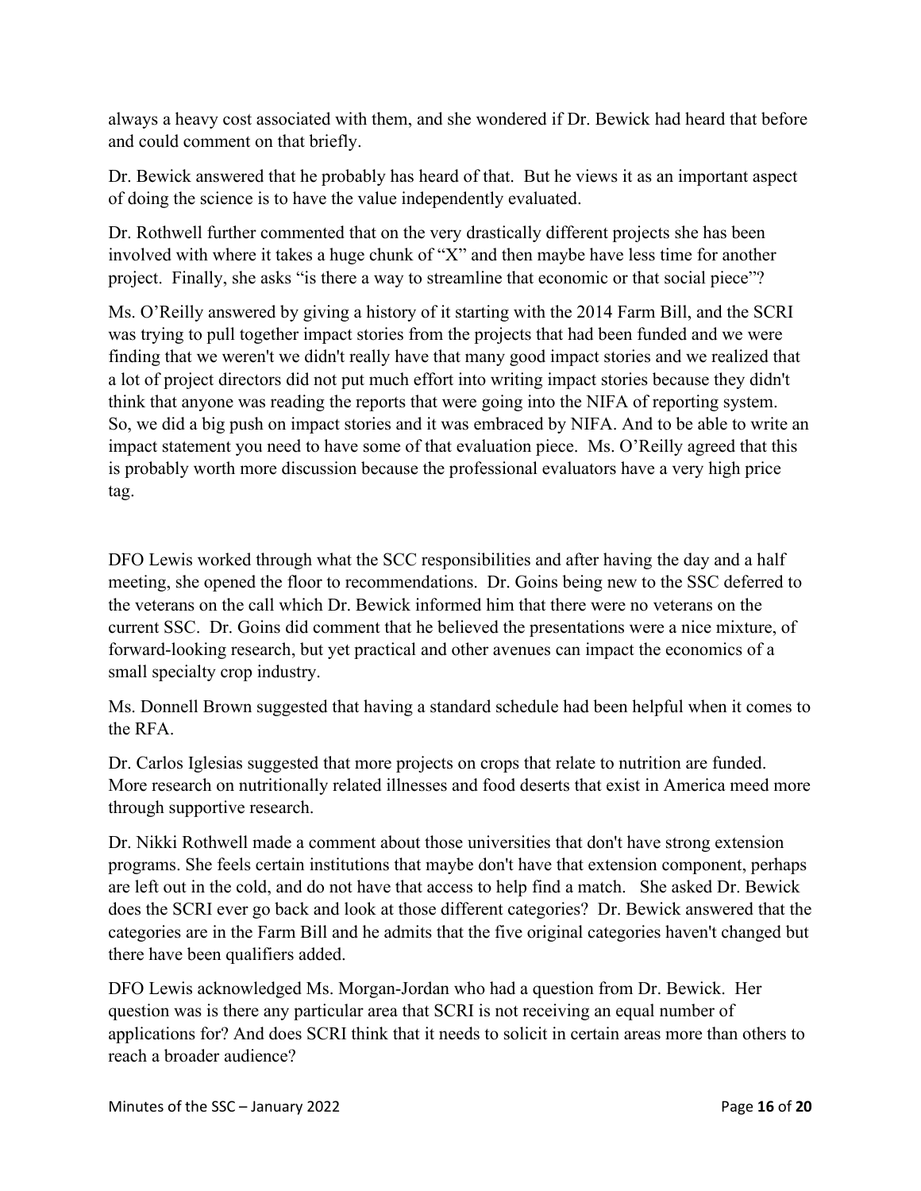always a heavy cost associated with them, and she wondered if Dr. Bewick had heard that before and could comment on that briefly.

Dr. Bewick answered that he probably has heard of that. But he views it as an important aspect of doing the science is to have the value independently evaluated.

Dr. Rothwell further commented that on the very drastically different projects she has been involved with where it takes a huge chunk of "X" and then maybe have less time for another project. Finally, she asks "is there a way to streamline that economic or that social piece"?

Ms. O'Reilly answered by giving a history of it starting with the 2014 Farm Bill, and the SCRI was trying to pull together impact stories from the projects that had been funded and we were finding that we weren't we didn't really have that many good impact stories and we realized that a lot of project directors did not put much effort into writing impact stories because they didn't think that anyone was reading the reports that were going into the NIFA of reporting system. So, we did a big push on impact stories and it was embraced by NIFA. And to be able to write an impact statement you need to have some of that evaluation piece. Ms. O'Reilly agreed that this is probably worth more discussion because the professional evaluators have a very high price tag.

DFO Lewis worked through what the SCC responsibilities and after having the day and a half meeting, she opened the floor to recommendations. Dr. Goins being new to the SSC deferred to the veterans on the call which Dr. Bewick informed him that there were no veterans on the current SSC. Dr. Goins did comment that he believed the presentations were a nice mixture, of forward-looking research, but yet practical and other avenues can impact the economics of a small specialty crop industry.

Ms. Donnell Brown suggested that having a standard schedule had been helpful when it comes to the RFA.

Dr. Carlos Iglesias suggested that more projects on crops that relate to nutrition are funded. More research on nutritionally related illnesses and food deserts that exist in America meed more through supportive research.

Dr. Nikki Rothwell made a comment about those universities that don't have strong extension programs. She feels certain institutions that maybe don't have that extension component, perhaps are left out in the cold, and do not have that access to help find a match. She asked Dr. Bewick does the SCRI ever go back and look at those different categories? Dr. Bewick answered that the categories are in the Farm Bill and he admits that the five original categories haven't changed but there have been qualifiers added.

DFO Lewis acknowledged Ms. Morgan-Jordan who had a question from Dr. Bewick. Her question was is there any particular area that SCRI is not receiving an equal number of applications for? And does SCRI think that it needs to solicit in certain areas more than others to reach a broader audience?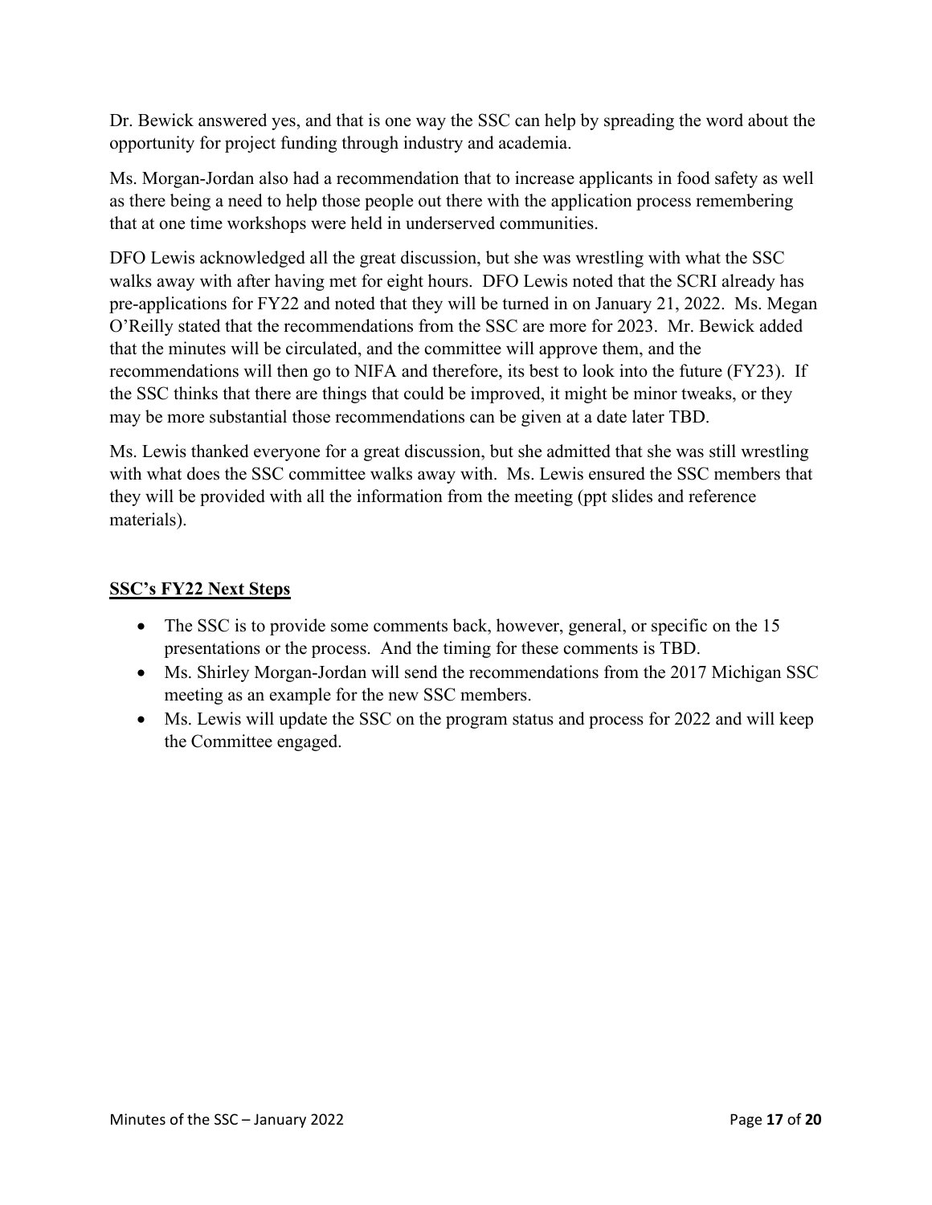Dr. Bewick answered yes, and that is one way the SSC can help by spreading the word about the opportunity for project funding through industry and academia.

Ms. Morgan-Jordan also had a recommendation that to increase applicants in food safety as well as there being a need to help those people out there with the application process remembering that at one time workshops were held in underserved communities.

DFO Lewis acknowledged all the great discussion, but she was wrestling with what the SSC walks away with after having met for eight hours. DFO Lewis noted that the SCRI already has pre-applications for FY22 and noted that they will be turned in on January 21, 2022. Ms. Megan O'Reilly stated that the recommendations from the SSC are more for 2023. Mr. Bewick added that the minutes will be circulated, and the committee will approve them, and the recommendations will then go to NIFA and therefore, its best to look into the future (FY23). If the SSC thinks that there are things that could be improved, it might be minor tweaks, or they may be more substantial those recommendations can be given at a date later TBD.

Ms. Lewis thanked everyone for a great discussion, but she admitted that she was still wrestling with what does the SSC committee walks away with. Ms. Lewis ensured the SSC members that they will be provided with all the information from the meeting (ppt slides and reference materials).

## SSC's FY22 Next Steps

- The SSC is to provide some comments back, however, general, or specific on the 15 presentations or the process. And the timing for these comments is TBD.
- Ms. Shirley Morgan-Jordan will send the recommendations from the 2017 Michigan SSC meeting as an example for the new SSC members.
- Ms. Lewis will update the SSC on the program status and process for 2022 and will keep the Committee engaged.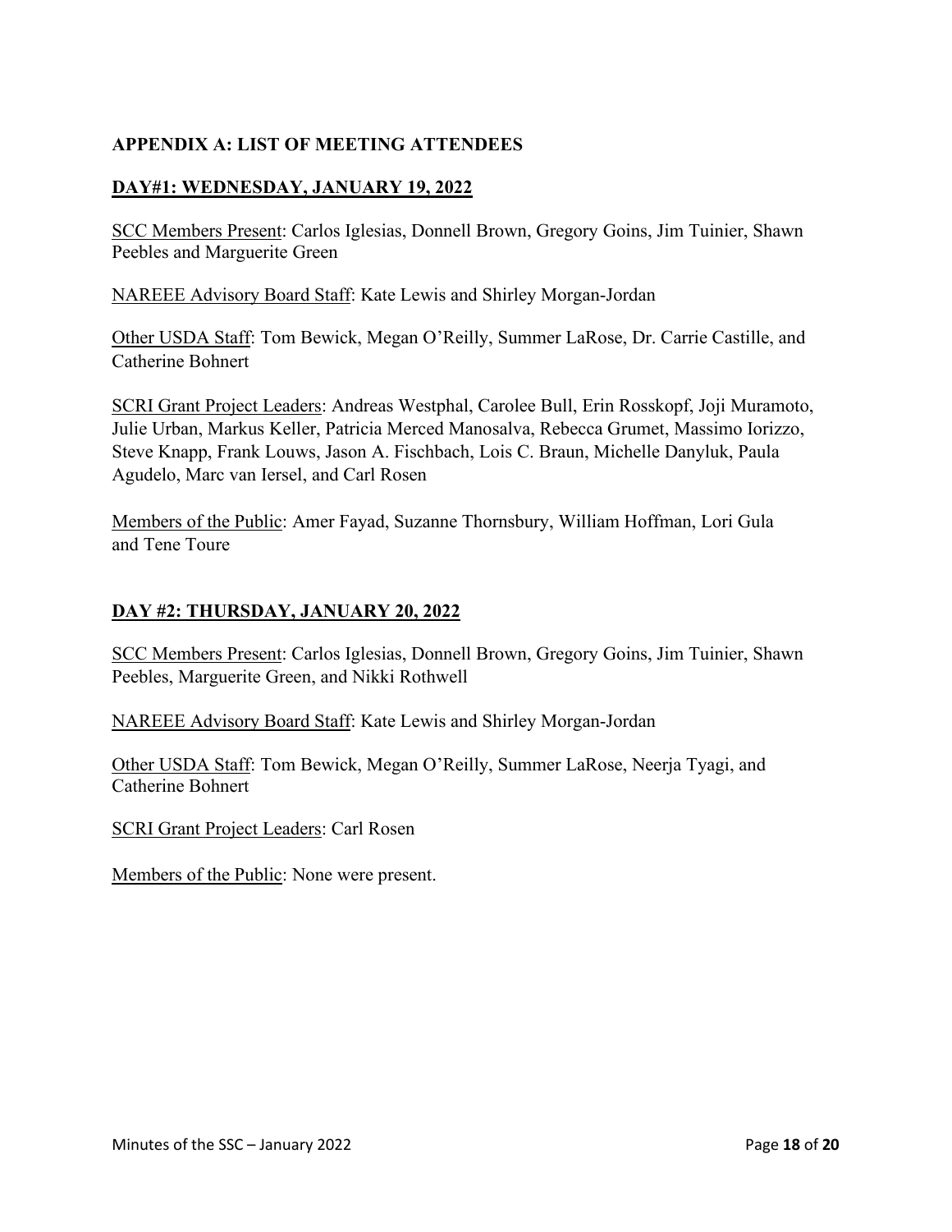## APPENDIX A: LIST OF MEETING ATTENDEES

### DAY#1: WEDNESDAY, JANUARY 19, 2022

SCC Members Present: Carlos Iglesias, Donnell Brown, Gregory Goins, Jim Tuinier, Shawn Peebles and Marguerite Green

NAREEE Advisory Board Staff: Kate Lewis and Shirley Morgan-Jordan

Other USDA Staff: Tom Bewick, Megan O'Reilly, Summer LaRose, Dr. Carrie Castille, and Catherine Bohnert

SCRI Grant Project Leaders: Andreas Westphal, Carolee Bull, Erin Rosskopf, Joji Muramoto, Julie Urban, Markus Keller, Patricia Merced Manosalva, Rebecca Grumet, Massimo Iorizzo, Steve Knapp, Frank Louws, Jason A. Fischbach, Lois C. Braun, Michelle Danyluk, Paula Agudelo, Marc van Iersel, and Carl Rosen

Members of the Public: Amer Fayad, Suzanne Thornsbury, William Hoffman, Lori Gula and Tene Toure

### DAY #2: THURSDAY, JANUARY 20, 2022

SCC Members Present: Carlos Iglesias, Donnell Brown, Gregory Goins, Jim Tuinier, Shawn Peebles, Marguerite Green, and Nikki Rothwell

NAREEE Advisory Board Staff: Kate Lewis and Shirley Morgan-Jordan

Other USDA Staff: Tom Bewick, Megan O'Reilly, Summer LaRose, Neerja Tyagi, and Catherine Bohnert

SCRI Grant Project Leaders: Carl Rosen

Members of the Public: None were present.